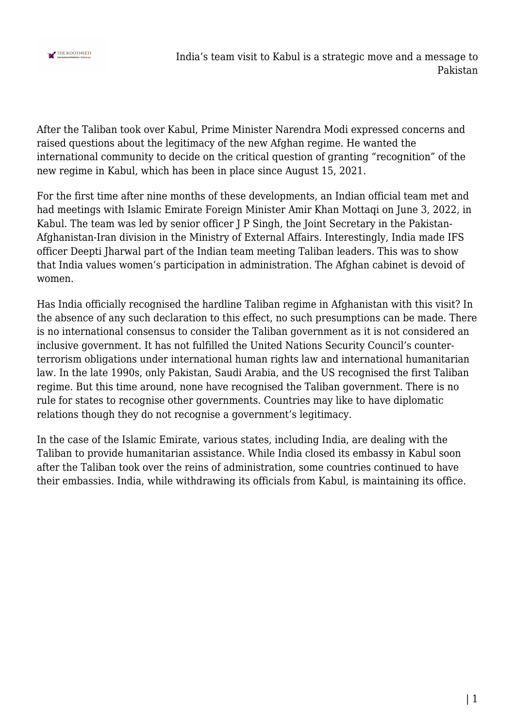After the Taliban took over Kabul, Prime Minister Narendra Modi expressed concerns and raised questions about the legitimacy of the new Afghan regime. He wanted the international community to decide on the critical question of granting "recognition" of the new regime in Kabul, which has been in place since August 15, 2021.

For the first time after nine months of these developments, an Indian official team met and had meetings with Islamic Emirate Foreign Minister Amir Khan Mottaqi on June 3, 2022, in Kabul. The team was led by senior officer J P Singh, the Joint Secretary in the Pakistan-Afghanistan-Iran division in the Ministry of External Affairs. Interestingly, India made IFS officer Deepti Jharwal part of the Indian team meeting Taliban leaders. This was to show that India values women's participation in administration. The Afghan cabinet is devoid of women.

Has India officially recognised the hardline Taliban regime in Afghanistan with this visit? In the absence of any such declaration to this effect, no such presumptions can be made. There is no international consensus to consider the Taliban government as it is not considered an inclusive government. It has not fulfilled the United Nations Security Council's counter-terrorism obligations under international human rights law and international humanitarian law. In the late 1990s, only Pakistan, Saudi Arabia, and the US recognised the first Taliban regime. But this time around, none have recognised the Taliban government. There is no rule for states to recognise other governments. Countries may like to have diplomatic relations though they do not recognise a government's legitimacy.

In the case of the Islamic Emirate, various states, including India, are dealing with the Taliban to provide humanitarian assistance. While India closed its embassy in Kabul soon after the Taliban took over the reins of administration, some countries continued to have their embassies. India, while withdrawing its officials from Kabul, is maintaining its office.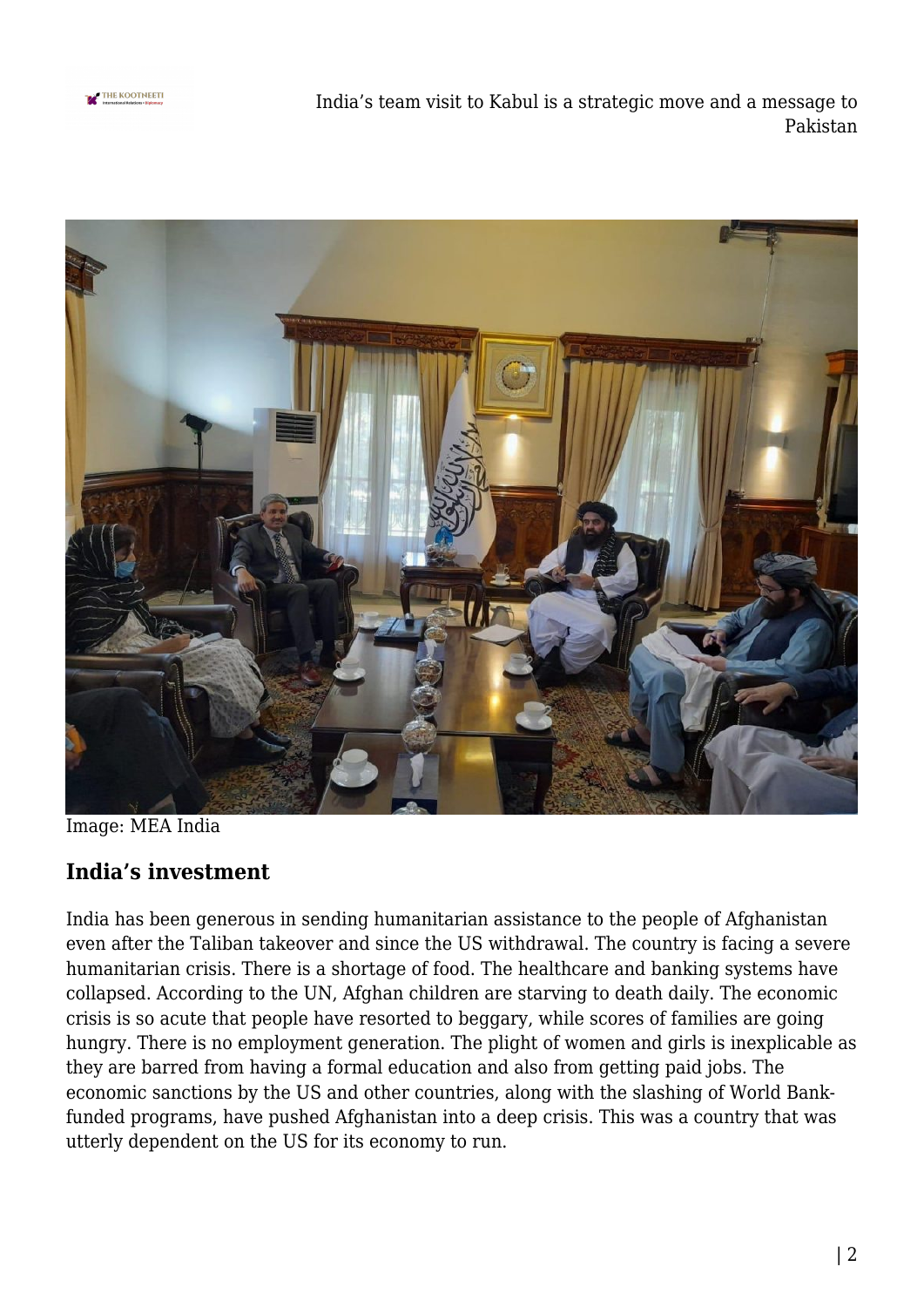Image: MEA India

## India's investment

India has been generous in sending humanitarian assistance to the people of Afghanistan even after the Taliban takeover and since the US withdrawal. The country is facing a severe humanitarian crisis. There is a shortage of food. The healthcare and banking systems have collapsed. According to the UN, Afghan children are starving to death daily. The economic crisis is so acute that people have resorted to beggary, while scores of families are going hungry. There is no employment generation. The plight of women and girls is inexplicable as they are barred from having a formal education and also from getting paid jobs. The economic sanctions by the US and other countries, along with the slashing of World Bank-funded programs, have pushed Afghanistan into a deep crisis. This was a country that was utterly dependent on the US for its economy to run.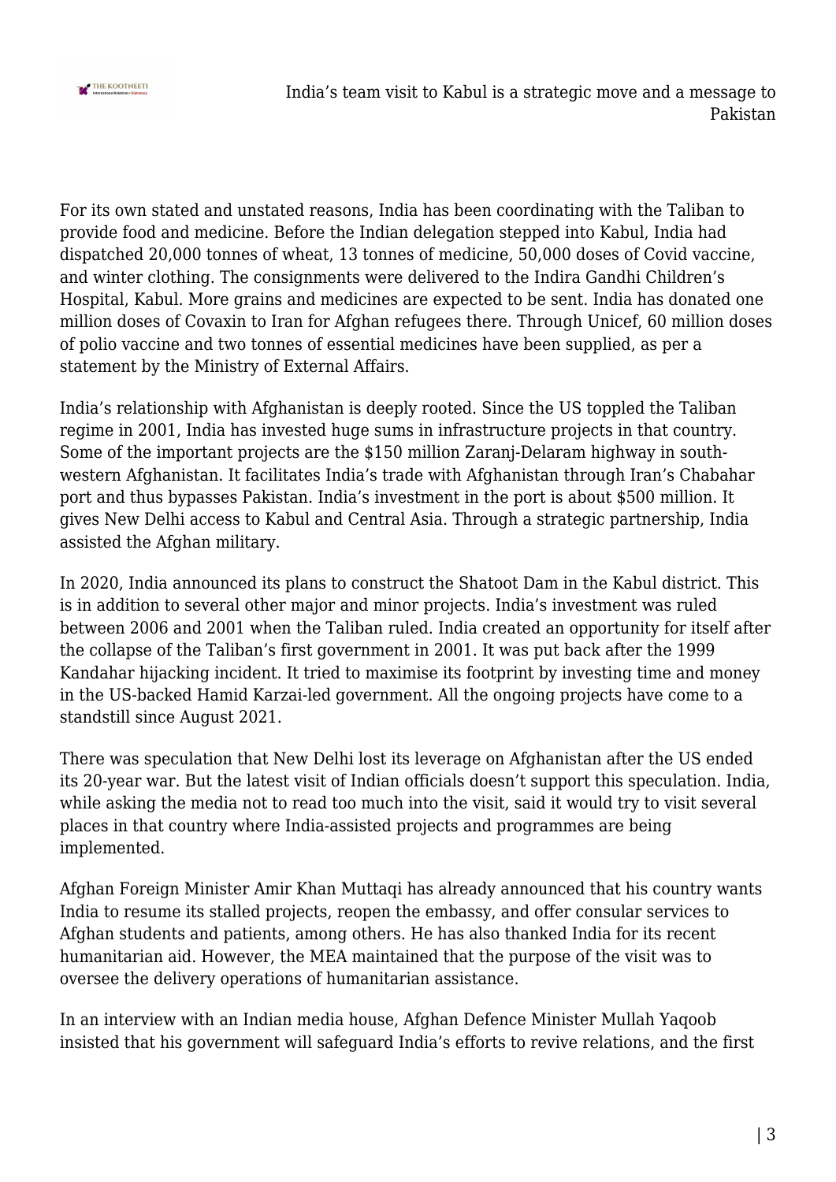For its own stated and unstated reasons, India has been coordinating with the Taliban to provide food and medicine. Before the Indian delegation stepped into Kabul, India had dispatched 20,000 tonnes of wheat, 13 tonnes of medicine, 50,000 doses of Covid vaccine, and winter clothing. The consignments were delivered to the Indira Gandhi Children's Hospital, Kabul. More grains and medicines are expected to be sent. India has donated one million doses of Covaxin to Iran for Afghan refugees there. Through Unicef, 60 million doses of polio vaccine and two tonnes of essential medicines have been supplied, as per a statement by the Ministry of External Affairs.

India's relationship with Afghanistan is deeply rooted. Since the US toppled the Taliban regime in 2001, India has invested huge sums in infrastructure projects in that country. Some of the important projects are the $150 million Zaranj-Delaram highway in south-western Afghanistan. It facilitates India's trade with Afghanistan through Iran's Chabahar port and thus bypasses Pakistan. India's investment in the port is about $500 million. It gives New Delhi access to Kabul and Central Asia. Through a strategic partnership, India assisted the Afghan military.

In 2020, India announced its plans to construct the Shatoot Dam in the Kabul district. This is in addition to several other major and minor projects. India's investment was ruled between 2006 and 2001 when the Taliban ruled. India created an opportunity for itself after the collapse of the Taliban's first government in 2001. It was put back after the 1999 Kandahar hijacking incident. It tried to maximise its footprint by investing time and money in the US-backed Hamid Karzai-led government. All the ongoing projects have come to a standstill since August 2021.

There was speculation that New Delhi lost its leverage on Afghanistan after the US ended its 20-year war. But the latest visit of Indian officials doesn't support this speculation. India, while asking the media not to read too much into the visit, said it would try to visit several places in that country where India-assisted projects and programmes are being implemented.

Afghan Foreign Minister Amir Khan Muttaqi has already announced that his country wants India to resume its stalled projects, reopen the embassy, and offer consular services to Afghan students and patients, among others. He has also thanked India for its recent humanitarian aid. However, the MEA maintained that the purpose of the visit was to oversee the delivery operations of humanitarian assistance.

In an interview with an Indian media house, Afghan Defence Minister Mullah Yaqoob insisted that his government will safeguard India's efforts to revive relations, and the first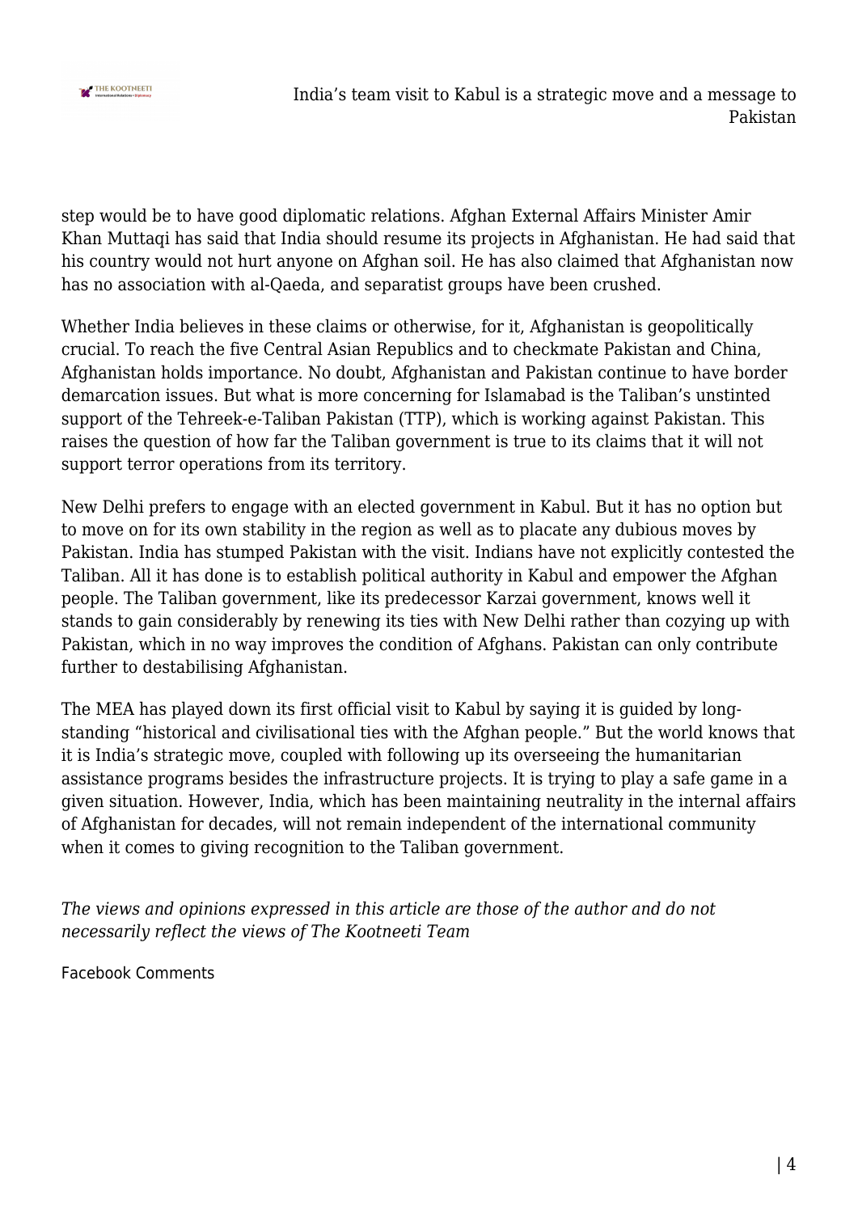step would be to have good diplomatic relations. Afghan External Affairs Minister Amir Khan Muttaqi has said that India should resume its projects in Afghanistan. He had said that his country would not hurt anyone on Afghan soil. He has also claimed that Afghanistan now has no association with al-Qaeda, and separatist groups have been crushed.

Whether India believes in these claims or otherwise, for it, Afghanistan is geopolitically crucial. To reach the five Central Asian Republics and to checkmate Pakistan and China, Afghanistan holds importance. No doubt, Afghanistan and Pakistan continue to have border demarcation issues. But what is more concerning for Islamabad is the Taliban's unstinted support of the Tehreek-e-Taliban Pakistan (TTP), which is working against Pakistan. This raises the question of how far the Taliban government is true to its claims that it will not support terror operations from its territory.

New Delhi prefers to engage with an elected government in Kabul. But it has no option but to move on for its own stability in the region as well as to placate any dubious moves by Pakistan. India has stumped Pakistan with the visit. Indians have not explicitly contested the Taliban. All it has done is to establish political authority in Kabul and empower the Afghan people. The Taliban government, like its predecessor Karzai government, knows well it stands to gain considerably by renewing its ties with New Delhi rather than cozying up with Pakistan, which in no way improves the condition of Afghans. Pakistan can only contribute further to destabilising Afghanistan.

The MEA has played down its first official visit to Kabul by saying it is guided by long-standing "historical and civilisational ties with the Afghan people." But the world knows that it is India's strategic move, coupled with following up its overseeing the humanitarian assistance programs besides the infrastructure projects. It is trying to play a safe game in a given situation. However, India, which has been maintaining neutrality in the internal affairs of Afghanistan for decades, will not remain independent of the international community when it comes to giving recognition to the Taliban government.

*The views and opinions expressed in this article are those of the author and do not necessarily reflect the views of The Kootneeti Team*

Facebook Comments